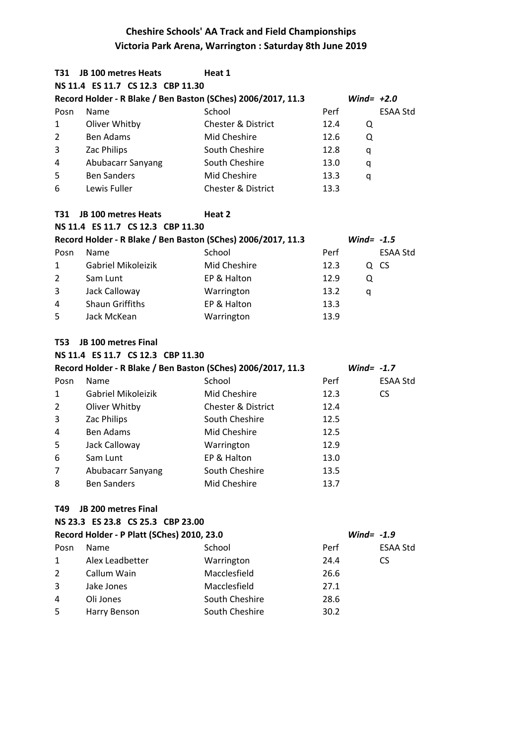# Cheshire Schools' AA Track and Field Championships
## Victoria Park Arena, Warrington : Saturday 8th June 2019

### T31 JB 100 metres Heats — Heat 1

**NS 11.4 ES 11.7 CS 12.3 CBP 11.30**

**Record Holder - R Blake / Ben Baston (SChes) 2006/2017, 11.3** — *Wind= +2.0*

| Posn | Name | School | Perf | | ESAA Std |
|---|---|---|---|---|---|
| 1 | Oliver Whitby | Chester & District | 12.4 | Q | |
| 2 | Ben Adams | Mid Cheshire | 12.6 | Q | |
| 3 | Zac Philips | South Cheshire | 12.8 | q | |
| 4 | Abubacarr Sanyang | South Cheshire | 13.0 | q | |
| 5 | Ben Sanders | Mid Cheshire | 13.3 | q | |
| 6 | Lewis Fuller | Chester & District | 13.3 | | |

### T31 JB 100 metres Heats — Heat 2

**NS 11.4 ES 11.7 CS 12.3 CBP 11.30**

**Record Holder - R Blake / Ben Baston (SChes) 2006/2017, 11.3** — *Wind= -1.5*

| Posn | Name | School | Perf | | ESAA Std |
|---|---|---|---|---|---|
| 1 | Gabriel Mikoleizik | Mid Cheshire | 12.3 | Q | CS |
| 2 | Sam Lunt | EP & Halton | 12.9 | Q | |
| 3 | Jack Calloway | Warrington | 13.2 | q | |
| 4 | Shaun Griffiths | EP & Halton | 13.3 | | |
| 5 | Jack McKean | Warrington | 13.9 | | |

### T53 JB 100 metres Final

**NS 11.4 ES 11.7 CS 12.3 CBP 11.30**

**Record Holder - R Blake / Ben Baston (SChes) 2006/2017, 11.3** — *Wind= -1.7*

| Posn | Name | School | Perf | ESAA Std |
|---|---|---|---|---|
| 1 | Gabriel Mikoleizik | Mid Cheshire | 12.3 | CS |
| 2 | Oliver Whitby | Chester & District | 12.4 | |
| 3 | Zac Philips | South Cheshire | 12.5 | |
| 4 | Ben Adams | Mid Cheshire | 12.5 | |
| 5 | Jack Calloway | Warrington | 12.9 | |
| 6 | Sam Lunt | EP & Halton | 13.0 | |
| 7 | Abubacarr Sanyang | South Cheshire | 13.5 | |
| 8 | Ben Sanders | Mid Cheshire | 13.7 | |

### T49 JB 200 metres Final

**NS 23.3 ES 23.8 CS 25.3 CBP 23.00**

**Record Holder - P Platt (SChes) 2010, 23.0** — *Wind= -1.9*

| Posn | Name | School | Perf | ESAA Std |
|---|---|---|---|---|
| 1 | Alex Leadbetter | Warrington | 24.4 | CS |
| 2 | Callum Wain | Macclesfield | 26.6 | |
| 3 | Jake Jones | Macclesfield | 27.1 | |
| 4 | Oli Jones | South Cheshire | 28.6 | |
| 5 | Harry Benson | South Cheshire | 30.2 | |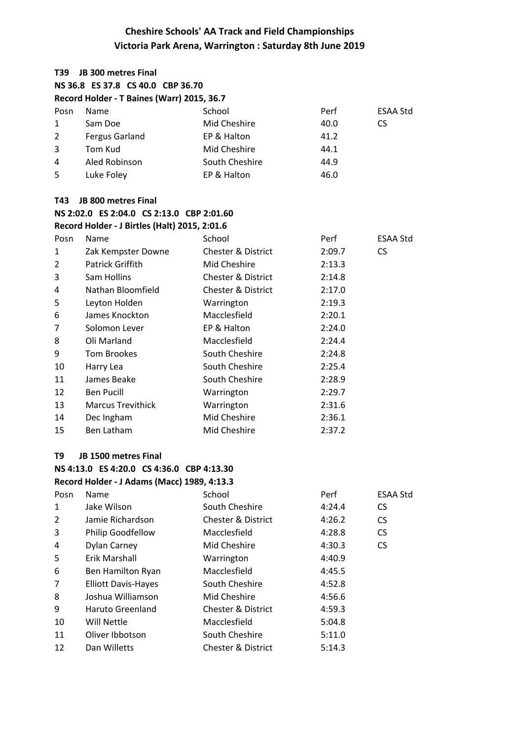# Cheshire Schools' AA Track and Field Championships

## Victoria Park Arena, Warrington : Saturday 8th June 2019

### T39 JB 300 metres Final

**NS 36.8 ES 37.8 CS 40.0 CBP 36.70**

**Record Holder - T Baines (Warr) 2015, 36.7**

| Posn | Name | School | Perf | ESAA Std |
|---|---|---|---|---|
| 1 | Sam Doe | Mid Cheshire | 40.0 | CS |
| 2 | Fergus Garland | EP & Halton | 41.2 | |
| 3 | Tom Kud | Mid Cheshire | 44.1 | |
| 4 | Aled Robinson | South Cheshire | 44.9 | |
| 5 | Luke Foley | EP & Halton | 46.0 | |

### T43 JB 800 metres Final

**NS 2:02.0 ES 2:04.0 CS 2:13.0 CBP 2:01.60**

**Record Holder - J Birtles (Halt) 2015, 2:01.6**

| Posn | Name | School | Perf | ESAA Std |
|---|---|---|---|---|
| 1 | Zak Kempster Downe | Chester & District | 2:09.7 | CS |
| 2 | Patrick Griffith | Mid Cheshire | 2:13.3 | |
| 3 | Sam Hollins | Chester & District | 2:14.8 | |
| 4 | Nathan Bloomfield | Chester & District | 2:17.0 | |
| 5 | Leyton Holden | Warrington | 2:19.3 | |
| 6 | James Knockton | Macclesfield | 2:20.1 | |
| 7 | Solomon Lever | EP & Halton | 2:24.0 | |
| 8 | Oli Marland | Macclesfield | 2:24.4 | |
| 9 | Tom Brookes | South Cheshire | 2:24.8 | |
| 10 | Harry Lea | South Cheshire | 2:25.4 | |
| 11 | James Beake | South Cheshire | 2:28.9 | |
| 12 | Ben Pucill | Warrington | 2:29.7 | |
| 13 | Marcus Trevithick | Warrington | 2:31.6 | |
| 14 | Dec Ingham | Mid Cheshire | 2:36.1 | |
| 15 | Ben Latham | Mid Cheshire | 2:37.2 | |

### T9 JB 1500 metres Final

**NS 4:13.0 ES 4:20.0 CS 4:36.0 CBP 4:13.30**

**Record Holder - J Adams (Macc) 1989, 4:13.3**

| Posn | Name | School | Perf | ESAA Std |
|---|---|---|---|---|
| 1 | Jake Wilson | South Cheshire | 4:24.4 | CS |
| 2 | Jamie Richardson | Chester & District | 4:26.2 | CS |
| 3 | Philip Goodfellow | Macclesfield | 4:28.8 | CS |
| 4 | Dylan Carney | Mid Cheshire | 4:30.3 | CS |
| 5 | Erik Marshall | Warrington | 4:40.9 | |
| 6 | Ben Hamilton Ryan | Macclesfield | 4:45.5 | |
| 7 | Elliott Davis-Hayes | South Cheshire | 4:52.8 | |
| 8 | Joshua Williamson | Mid Cheshire | 4:56.6 | |
| 9 | Haruto Greenland | Chester & District | 4:59.3 | |
| 10 | Will Nettle | Macclesfield | 5:04.8 | |
| 11 | Oliver Ibbotson | South Cheshire | 5:11.0 | |
| 12 | Dan Willetts | Chester & District | 5:14.3 | |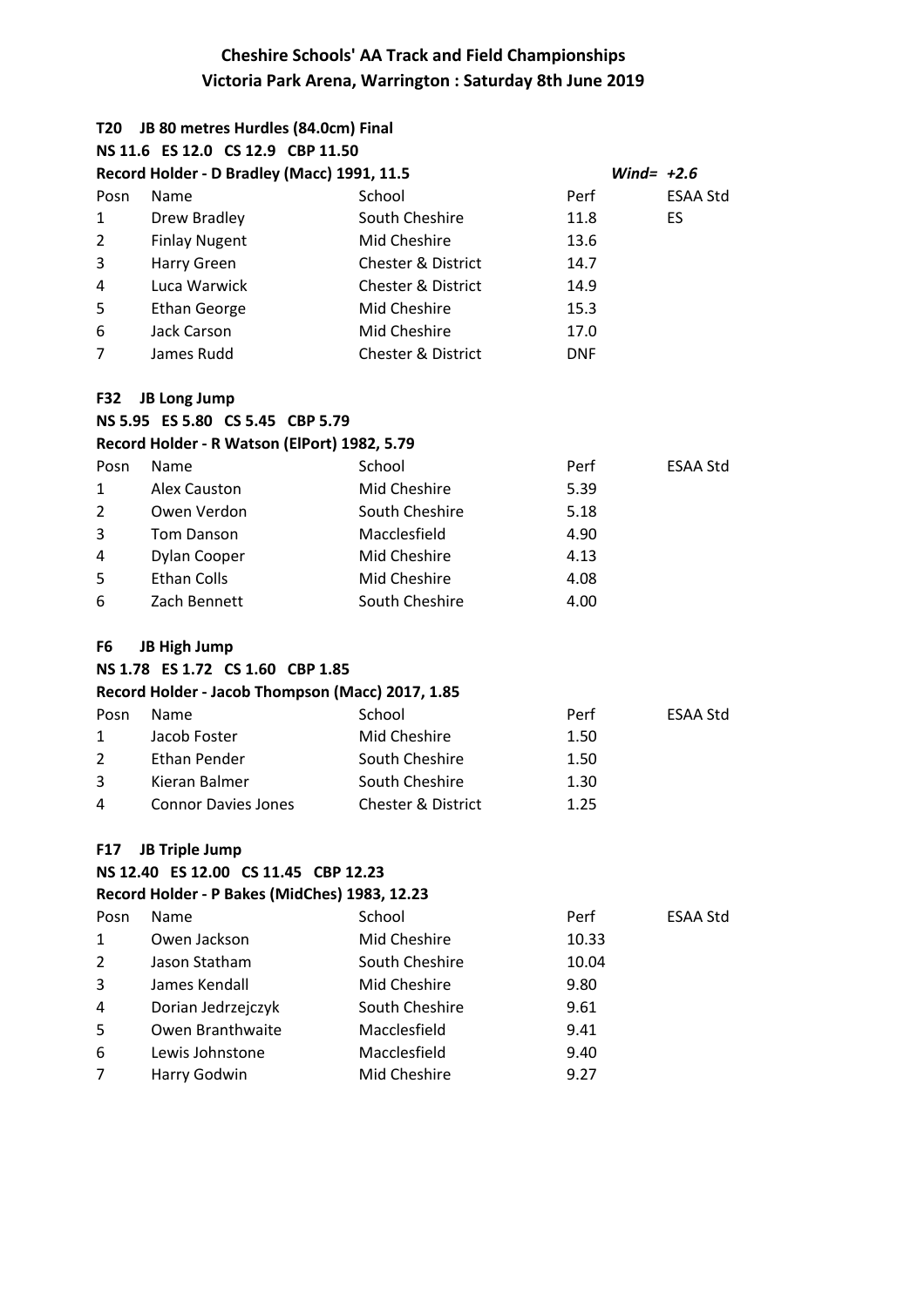## Cheshire Schools' AA Track and Field Championships
## Victoria Park Arena, Warrington : Saturday 8th June 2019

**T20 JB 80 metres Hurdles (84.0cm) Final**

**NS 11.6 ES 12.0 CS 12.9 CBP 11.50**

**Record Holder - D Bradley (Macc) 1991, 11.5** *Wind= +2.6*

| Posn | Name | School | Perf | ESAA Std |
|---|---|---|---|---|
| 1 | Drew Bradley | South Cheshire | 11.8 | ES |
| 2 | Finlay Nugent | Mid Cheshire | 13.6 | |
| 3 | Harry Green | Chester & District | 14.7 | |
| 4 | Luca Warwick | Chester & District | 14.9 | |
| 5 | Ethan George | Mid Cheshire | 15.3 | |
| 6 | Jack Carson | Mid Cheshire | 17.0 | |
| 7 | James Rudd | Chester & District | DNF | |

**F32 JB Long Jump**

**NS 5.95 ES 5.80 CS 5.45 CBP 5.79**

**Record Holder - R Watson (ElPort) 1982, 5.79**

| Posn | Name | School | Perf | ESAA Std |
|---|---|---|---|---|
| 1 | Alex Causton | Mid Cheshire | 5.39 | |
| 2 | Owen Verdon | South Cheshire | 5.18 | |
| 3 | Tom Danson | Macclesfield | 4.90 | |
| 4 | Dylan Cooper | Mid Cheshire | 4.13 | |
| 5 | Ethan Colls | Mid Cheshire | 4.08 | |
| 6 | Zach Bennett | South Cheshire | 4.00 | |

**F6 JB High Jump**

**NS 1.78 ES 1.72 CS 1.60 CBP 1.85**

**Record Holder - Jacob Thompson (Macc) 2017, 1.85**

| Posn | Name | School | Perf | ESAA Std |
|---|---|---|---|---|
| 1 | Jacob Foster | Mid Cheshire | 1.50 | |
| 2 | Ethan Pender | South Cheshire | 1.50 | |
| 3 | Kieran Balmer | South Cheshire | 1.30 | |
| 4 | Connor Davies Jones | Chester & District | 1.25 | |

**F17 JB Triple Jump**

**NS 12.40 ES 12.00 CS 11.45 CBP 12.23**

**Record Holder - P Bakes (MidChes) 1983, 12.23**

| Posn | Name | School | Perf | ESAA Std |
|---|---|---|---|---|
| 1 | Owen Jackson | Mid Cheshire | 10.33 | |
| 2 | Jason Statham | South Cheshire | 10.04 | |
| 3 | James Kendall | Mid Cheshire | 9.80 | |
| 4 | Dorian Jedrzejczyk | South Cheshire | 9.61 | |
| 5 | Owen Branthwaite | Macclesfield | 9.41 | |
| 6 | Lewis Johnstone | Macclesfield | 9.40 | |
| 7 | Harry Godwin | Mid Cheshire | 9.27 | |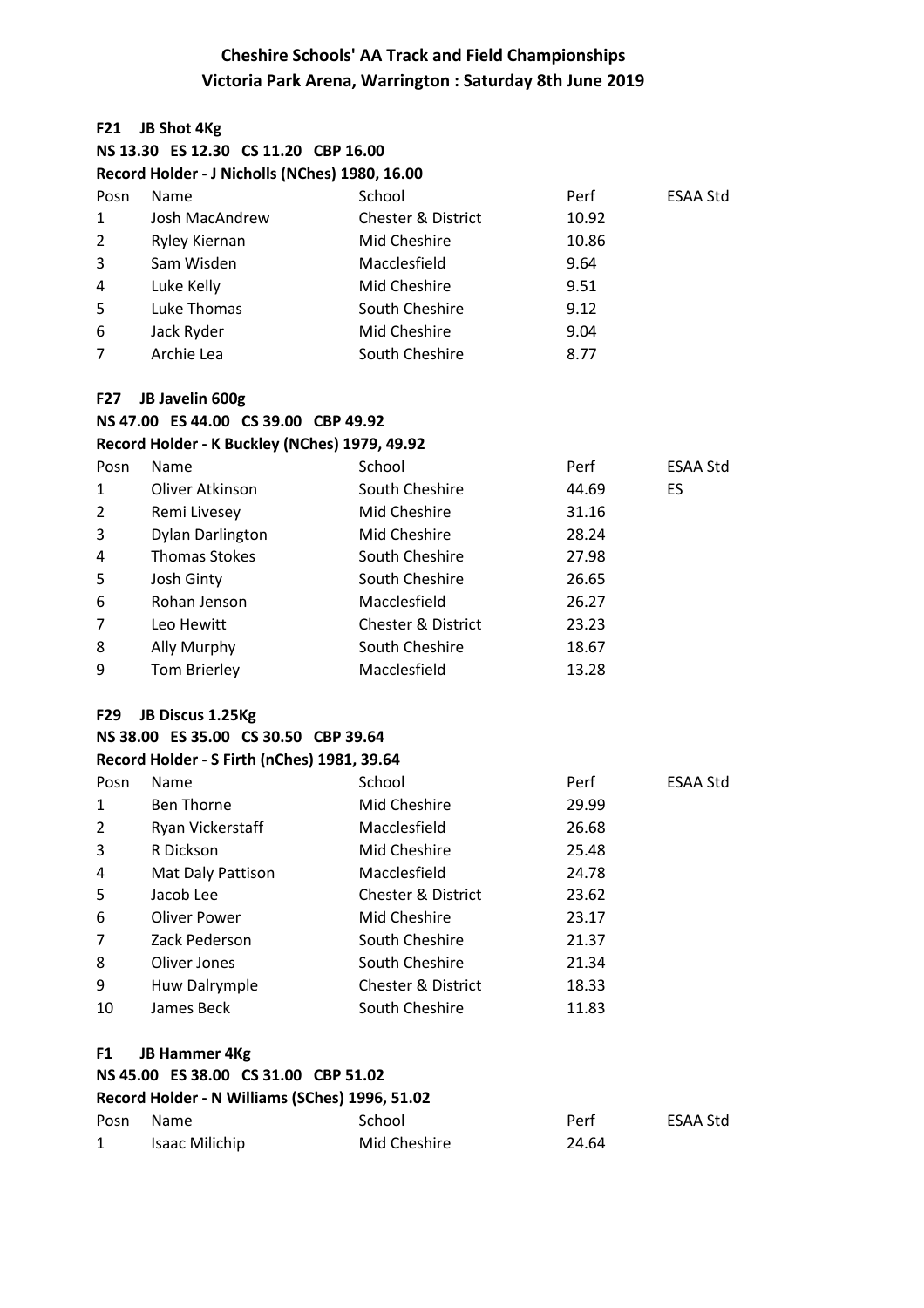# Cheshire Schools' AA Track and Field Championships
## Victoria Park Arena, Warrington : Saturday 8th June 2019

### F21 JB Shot 4Kg

**NS 13.30 ES 12.30 CS 11.20 CBP 16.00**

**Record Holder - J Nicholls (NChes) 1980, 16.00**

| Posn | Name | School | Perf | ESAA Std |
|---|---|---|---|---|
| 1 | Josh MacAndrew | Chester & District | 10.92 | |
| 2 | Ryley Kiernan | Mid Cheshire | 10.86 | |
| 3 | Sam Wisden | Macclesfield | 9.64 | |
| 4 | Luke Kelly | Mid Cheshire | 9.51 | |
| 5 | Luke Thomas | South Cheshire | 9.12 | |
| 6 | Jack Ryder | Mid Cheshire | 9.04 | |
| 7 | Archie Lea | South Cheshire | 8.77 | |

### F27 JB Javelin 600g

**NS 47.00 ES 44.00 CS 39.00 CBP 49.92**

**Record Holder - K Buckley (NChes) 1979, 49.92**

| Posn | Name | School | Perf | ESAA Std |
|---|---|---|---|---|
| 1 | Oliver Atkinson | South Cheshire | 44.69 | ES |
| 2 | Remi Livesey | Mid Cheshire | 31.16 | |
| 3 | Dylan Darlington | Mid Cheshire | 28.24 | |
| 4 | Thomas Stokes | South Cheshire | 27.98 | |
| 5 | Josh Ginty | South Cheshire | 26.65 | |
| 6 | Rohan Jenson | Macclesfield | 26.27 | |
| 7 | Leo Hewitt | Chester & District | 23.23 | |
| 8 | Ally Murphy | South Cheshire | 18.67 | |
| 9 | Tom Brierley | Macclesfield | 13.28 | |

### F29 JB Discus 1.25Kg

**NS 38.00 ES 35.00 CS 30.50 CBP 39.64**

**Record Holder - S Firth (nChes) 1981, 39.64**

| Posn | Name | School | Perf | ESAA Std |
|---|---|---|---|---|
| 1 | Ben Thorne | Mid Cheshire | 29.99 | |
| 2 | Ryan Vickerstaff | Macclesfield | 26.68 | |
| 3 | R Dickson | Mid Cheshire | 25.48 | |
| 4 | Mat Daly Pattison | Macclesfield | 24.78 | |
| 5 | Jacob Lee | Chester & District | 23.62 | |
| 6 | Oliver Power | Mid Cheshire | 23.17 | |
| 7 | Zack Pederson | South Cheshire | 21.37 | |
| 8 | Oliver Jones | South Cheshire | 21.34 | |
| 9 | Huw Dalrymple | Chester & District | 18.33 | |
| 10 | James Beck | South Cheshire | 11.83 | |

### F1 JB Hammer 4Kg

**NS 45.00 ES 38.00 CS 31.00 CBP 51.02**

**Record Holder - N Williams (SChes) 1996, 51.02**

| Posn | Name | School | Perf | ESAA Std |
|---|---|---|---|---|
| 1 | Isaac Milichip | Mid Cheshire | 24.64 | |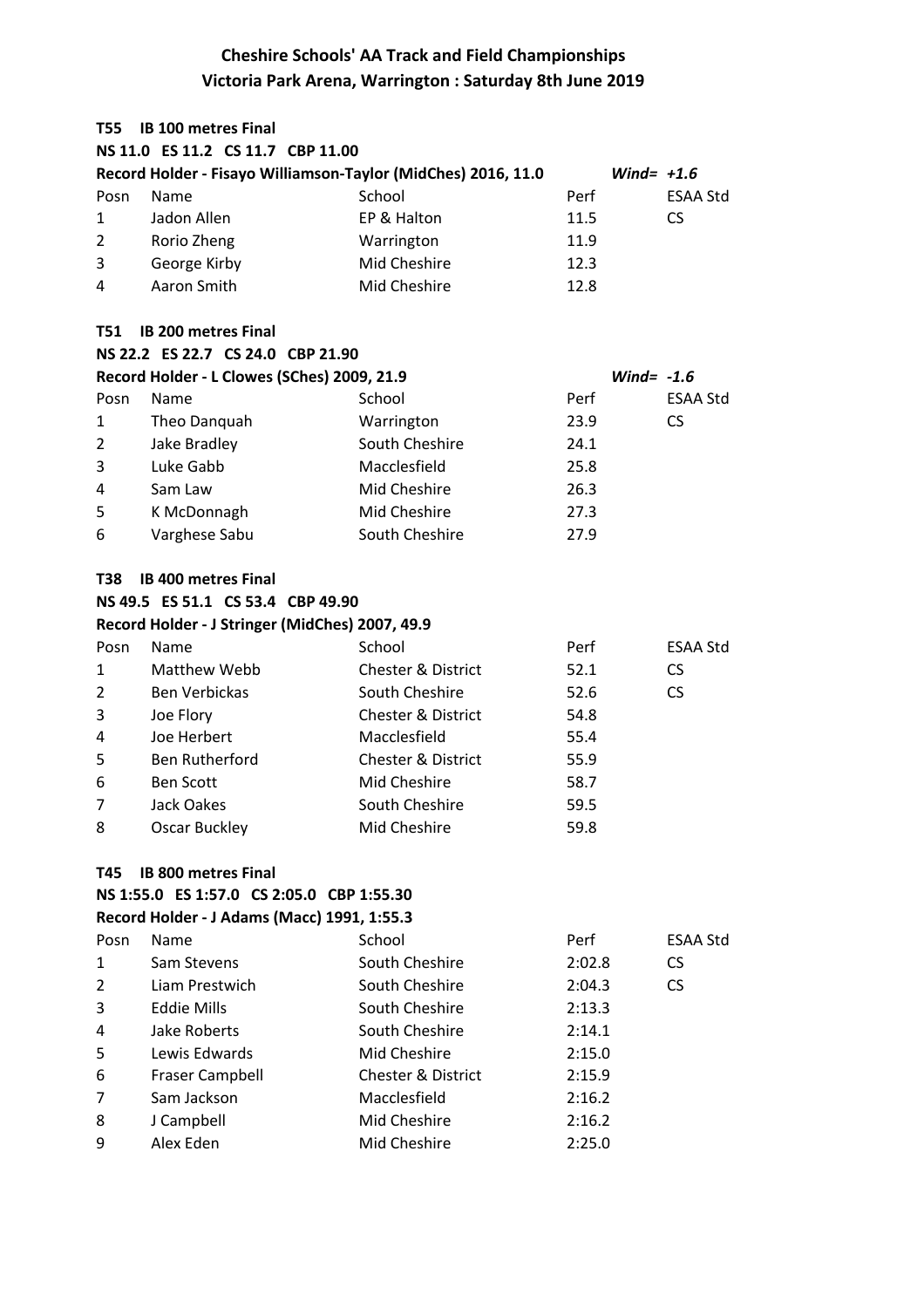# Cheshire Schools' AA Track and Field Championships
## Victoria Park Arena, Warrington : Saturday 8th June 2019

**T55 IB 100 metres Final**

**NS 11.0 ES 11.2 CS 11.7 CBP 11.00**

**Record Holder - Fisayo Williamson-Taylor (MidChes) 2016, 11.0** *Wind= +1.6*

| Posn | Name | School | Perf | ESAA Std |
|---|---|---|---|---|
| 1 | Jadon Allen | EP & Halton | 11.5 | CS |
| 2 | Rorio Zheng | Warrington | 11.9 | |
| 3 | George Kirby | Mid Cheshire | 12.3 | |
| 4 | Aaron Smith | Mid Cheshire | 12.8 | |

**T51 IB 200 metres Final**

**NS 22.2 ES 22.7 CS 24.0 CBP 21.90**

**Record Holder - L Clowes (SChes) 2009, 21.9** *Wind= -1.6*

| Posn | Name | School | Perf | ESAA Std |
|---|---|---|---|---|
| 1 | Theo Danquah | Warrington | 23.9 | CS |
| 2 | Jake Bradley | South Cheshire | 24.1 | |
| 3 | Luke Gabb | Macclesfield | 25.8 | |
| 4 | Sam Law | Mid Cheshire | 26.3 | |
| 5 | K McDonnagh | Mid Cheshire | 27.3 | |
| 6 | Varghese Sabu | South Cheshire | 27.9 | |

**T38 IB 400 metres Final**

**NS 49.5 ES 51.1 CS 53.4 CBP 49.90**

**Record Holder - J Stringer (MidChes) 2007, 49.9**

| Posn | Name | School | Perf | ESAA Std |
|---|---|---|---|---|
| 1 | Matthew Webb | Chester & District | 52.1 | CS |
| 2 | Ben Verbickas | South Cheshire | 52.6 | CS |
| 3 | Joe Flory | Chester & District | 54.8 | |
| 4 | Joe Herbert | Macclesfield | 55.4 | |
| 5 | Ben Rutherford | Chester & District | 55.9 | |
| 6 | Ben Scott | Mid Cheshire | 58.7 | |
| 7 | Jack Oakes | South Cheshire | 59.5 | |
| 8 | Oscar Buckley | Mid Cheshire | 59.8 | |

**T45 IB 800 metres Final**

**NS 1:55.0 ES 1:57.0 CS 2:05.0 CBP 1:55.30**

**Record Holder - J Adams (Macc) 1991, 1:55.3**

| Posn | Name | School | Perf | ESAA Std |
|---|---|---|---|---|
| 1 | Sam Stevens | South Cheshire | 2:02.8 | CS |
| 2 | Liam Prestwich | South Cheshire | 2:04.3 | CS |
| 3 | Eddie Mills | South Cheshire | 2:13.3 | |
| 4 | Jake Roberts | South Cheshire | 2:14.1 | |
| 5 | Lewis Edwards | Mid Cheshire | 2:15.0 | |
| 6 | Fraser Campbell | Chester & District | 2:15.9 | |
| 7 | Sam Jackson | Macclesfield | 2:16.2 | |
| 8 | J Campbell | Mid Cheshire | 2:16.2 | |
| 9 | Alex Eden | Mid Cheshire | 2:25.0 | |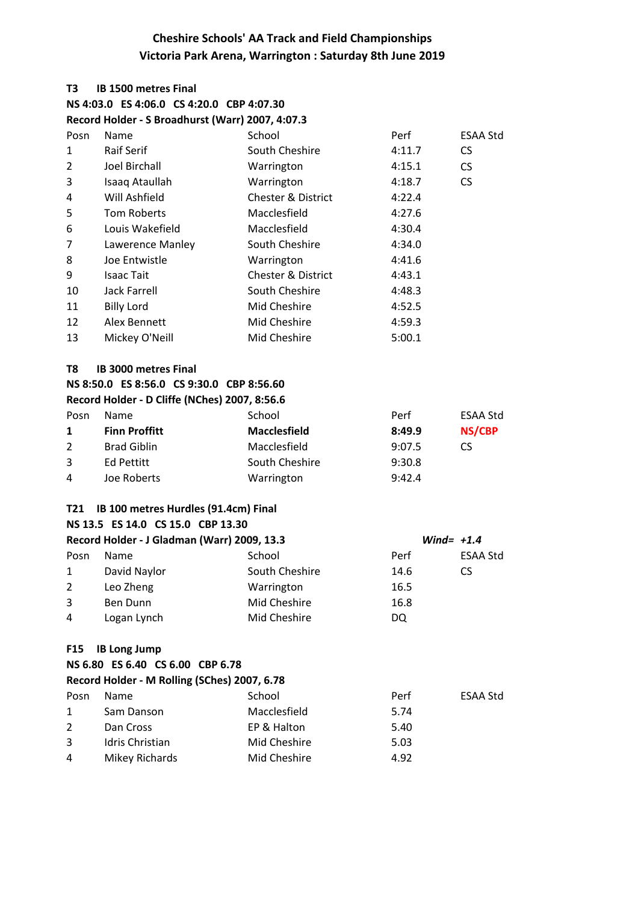## Cheshire Schools' AA Track and Field Championships
## Victoria Park Arena, Warrington : Saturday 8th June 2019

**T3 IB 1500 metres Final**

**NS 4:03.0 ES 4:06.0 CS 4:20.0 CBP 4:07.30**

**Record Holder - S Broadhurst (Warr) 2007, 4:07.3**

| Posn | Name | School | Perf | ESAA Std |
|---|---|---|---|---|
| 1 | Raif Serif | South Cheshire | 4:11.7 | CS |
| 2 | Joel Birchall | Warrington | 4:15.1 | CS |
| 3 | Isaaq Ataullah | Warrington | 4:18.7 | CS |
| 4 | Will Ashfield | Chester & District | 4:22.4 | |
| 5 | Tom Roberts | Macclesfield | 4:27.6 | |
| 6 | Louis Wakefield | Macclesfield | 4:30.4 | |
| 7 | Lawerence Manley | South Cheshire | 4:34.0 | |
| 8 | Joe Entwistle | Warrington | 4:41.6 | |
| 9 | Isaac Tait | Chester & District | 4:43.1 | |
| 10 | Jack Farrell | South Cheshire | 4:48.3 | |
| 11 | Billy Lord | Mid Cheshire | 4:52.5 | |
| 12 | Alex Bennett | Mid Cheshire | 4:59.3 | |
| 13 | Mickey O'Neill | Mid Cheshire | 5:00.1 | |

**T8 IB 3000 metres Final**

**NS 8:50.0 ES 8:56.0 CS 9:30.0 CBP 8:56.60**

**Record Holder - D Cliffe (NChes) 2007, 8:56.6**

| Posn | Name | School | Perf | ESAA Std |
|---|---|---|---|---|
| **1** | **Finn Proffitt** | **Macclesfield** | **8:49.9** | **NS/CBP** |
| 2 | Brad Giblin | Macclesfield | 9:07.5 | CS |
| 3 | Ed Pettitt | South Cheshire | 9:30.8 | |
| 4 | Joe Roberts | Warrington | 9:42.4 | |

**T21 IB 100 metres Hurdles (91.4cm) Final**

**NS 13.5 ES 14.0 CS 15.0 CBP 13.30**

**Record Holder - J Gladman (Warr) 2009, 13.3** ***Wind= +1.4***

| Posn | Name | School | Perf | ESAA Std |
|---|---|---|---|---|
| 1 | David Naylor | South Cheshire | 14.6 | CS |
| 2 | Leo Zheng | Warrington | 16.5 | |
| 3 | Ben Dunn | Mid Cheshire | 16.8 | |
| 4 | Logan Lynch | Mid Cheshire | DQ | |

**F15 IB Long Jump**

**NS 6.80 ES 6.40 CS 6.00 CBP 6.78**

**Record Holder - M Rolling (SChes) 2007, 6.78**

| Posn | Name | School | Perf | ESAA Std |
|---|---|---|---|---|
| 1 | Sam Danson | Macclesfield | 5.74 | |
| 2 | Dan Cross | EP & Halton | 5.40 | |
| 3 | Idris Christian | Mid Cheshire | 5.03 | |
| 4 | Mikey Richards | Mid Cheshire | 4.92 | |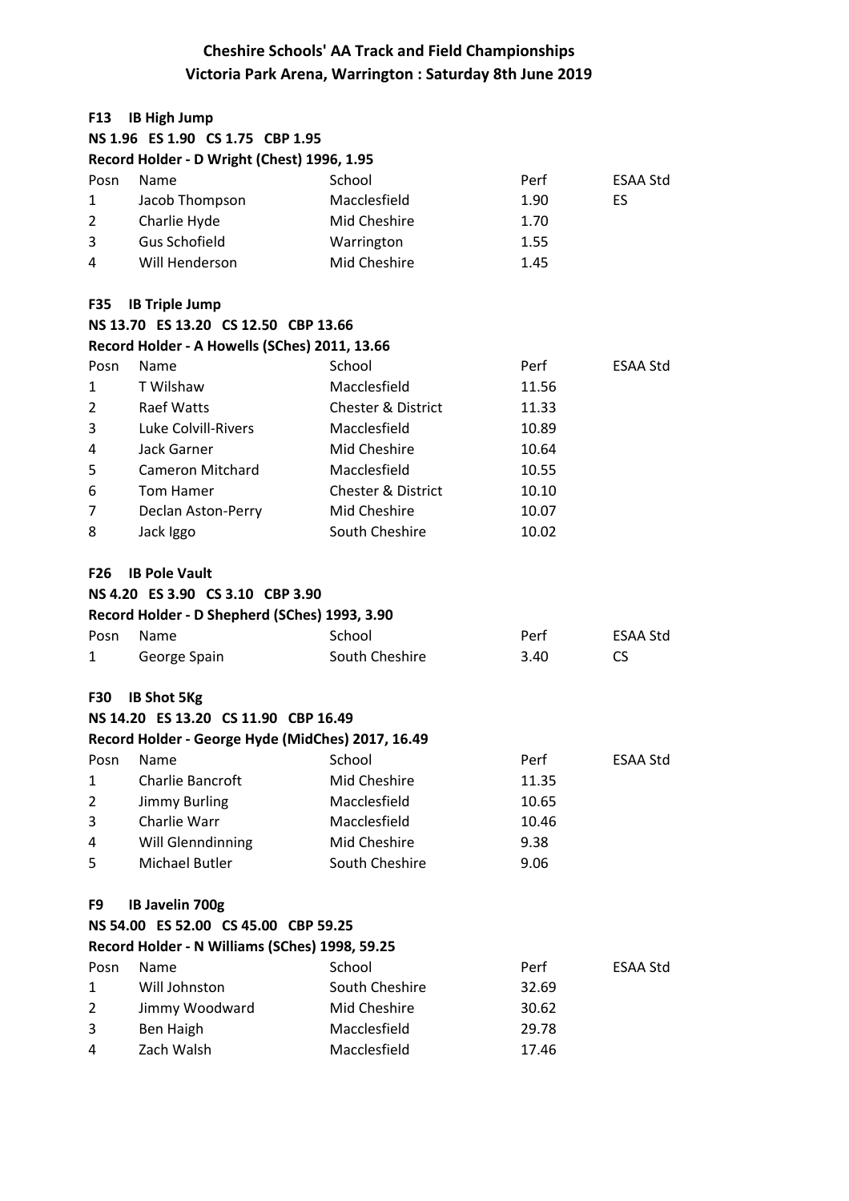## Cheshire Schools' AA Track and Field Championships
## Victoria Park Arena, Warrington : Saturday 8th June 2019

**F13 IB High Jump**

**NS 1.96 ES 1.90 CS 1.75 CBP 1.95**

**Record Holder - D Wright (Chest) 1996, 1.95**

| Posn | Name | School | Perf | ESAA Std |
|---|---|---|---|---|
| 1 | Jacob Thompson | Macclesfield | 1.90 | ES |
| 2 | Charlie Hyde | Mid Cheshire | 1.70 | |
| 3 | Gus Schofield | Warrington | 1.55 | |
| 4 | Will Henderson | Mid Cheshire | 1.45 | |

**F35 IB Triple Jump**

**NS 13.70 ES 13.20 CS 12.50 CBP 13.66**

**Record Holder - A Howells (SChes) 2011, 13.66**

| Posn | Name | School | Perf | ESAA Std |
|---|---|---|---|---|
| 1 | T Wilshaw | Macclesfield | 11.56 | |
| 2 | Raef Watts | Chester & District | 11.33 | |
| 3 | Luke Colvill-Rivers | Macclesfield | 10.89 | |
| 4 | Jack Garner | Mid Cheshire | 10.64 | |
| 5 | Cameron Mitchard | Macclesfield | 10.55 | |
| 6 | Tom Hamer | Chester & District | 10.10 | |
| 7 | Declan Aston-Perry | Mid Cheshire | 10.07 | |
| 8 | Jack Iggo | South Cheshire | 10.02 | |

**F26 IB Pole Vault**

**NS 4.20 ES 3.90 CS 3.10 CBP 3.90**

**Record Holder - D Shepherd (SChes) 1993, 3.90**

| Posn | Name | School | Perf | ESAA Std |
|---|---|---|---|---|
| 1 | George Spain | South Cheshire | 3.40 | CS |

**F30 IB Shot 5Kg**

**NS 14.20 ES 13.20 CS 11.90 CBP 16.49**

**Record Holder - George Hyde (MidChes) 2017, 16.49**

| Posn | Name | School | Perf | ESAA Std |
|---|---|---|---|---|
| 1 | Charlie Bancroft | Mid Cheshire | 11.35 | |
| 2 | Jimmy Burling | Macclesfield | 10.65 | |
| 3 | Charlie Warr | Macclesfield | 10.46 | |
| 4 | Will Glenndinning | Mid Cheshire | 9.38 | |
| 5 | Michael Butler | South Cheshire | 9.06 | |

**F9 IB Javelin 700g**

**NS 54.00 ES 52.00 CS 45.00 CBP 59.25**

**Record Holder - N Williams (SChes) 1998, 59.25**

| Posn | Name | School | Perf | ESAA Std |
|---|---|---|---|---|
| 1 | Will Johnston | South Cheshire | 32.69 | |
| 2 | Jimmy Woodward | Mid Cheshire | 30.62 | |
| 3 | Ben Haigh | Macclesfield | 29.78 | |
| 4 | Zach Walsh | Macclesfield | 17.46 | |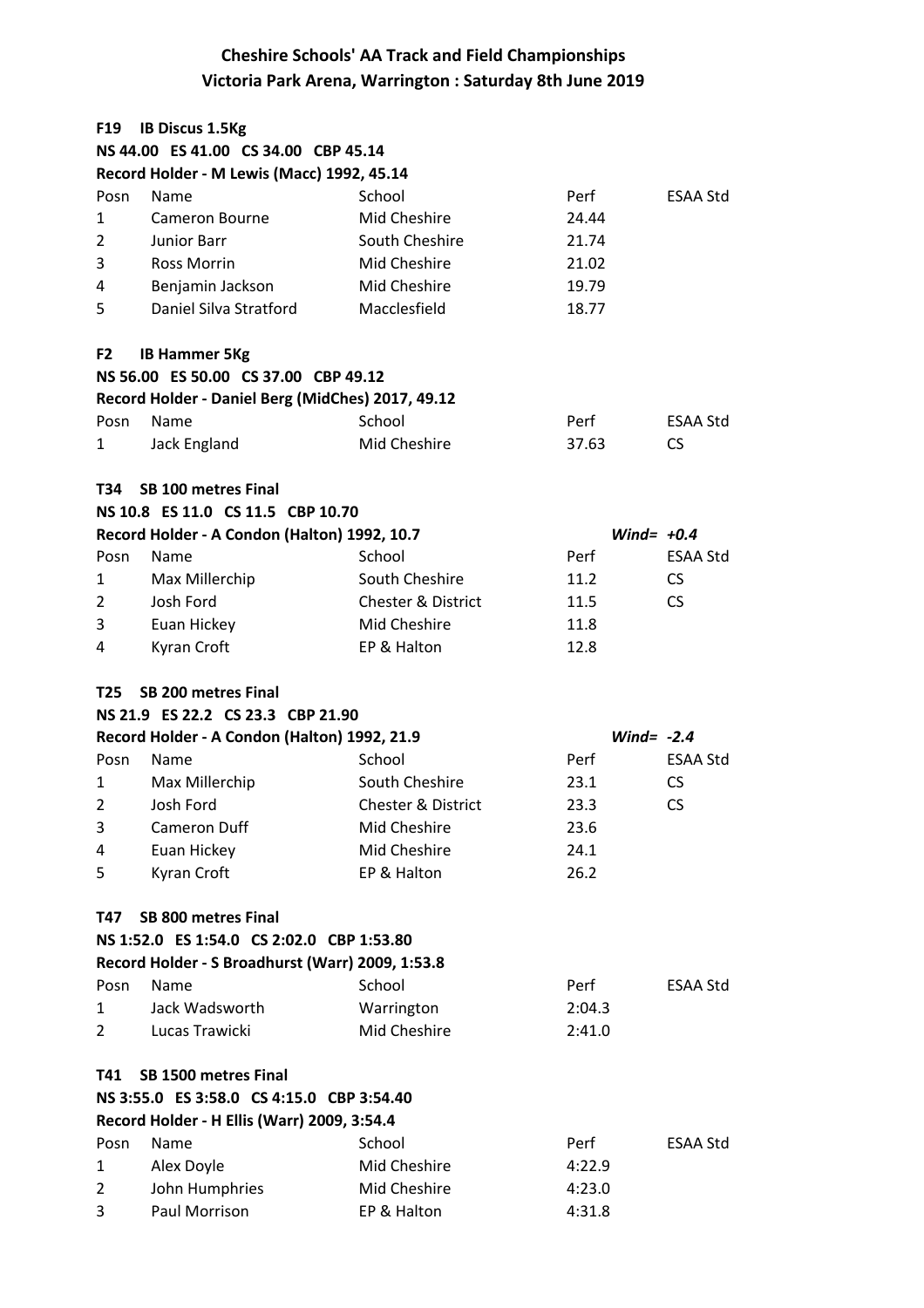# Cheshire Schools' AA Track and Field Championships
## Victoria Park Arena, Warrington : Saturday 8th June 2019

**F19 IB Discus 1.5Kg**

**NS 44.00 ES 41.00 CS 34.00 CBP 45.14**

**Record Holder - M Lewis (Macc) 1992, 45.14**

| Posn | Name | School | Perf | ESAA Std |
|---|---|---|---|---|
| 1 | Cameron Bourne | Mid Cheshire | 24.44 | |
| 2 | Junior Barr | South Cheshire | 21.74 | |
| 3 | Ross Morrin | Mid Cheshire | 21.02 | |
| 4 | Benjamin Jackson | Mid Cheshire | 19.79 | |
| 5 | Daniel Silva Stratford | Macclesfield | 18.77 | |

**F2 IB Hammer 5Kg**

**NS 56.00 ES 50.00 CS 37.00 CBP 49.12**

**Record Holder - Daniel Berg (MidChes) 2017, 49.12**

| Posn | Name | School | Perf | ESAA Std |
|---|---|---|---|---|
| 1 | Jack England | Mid Cheshire | 37.63 | CS |

**T34 SB 100 metres Final**

**NS 10.8 ES 11.0 CS 11.5 CBP 10.70**

**Record Holder - A Condon (Halton) 1992, 10.7** *Wind= +0.4*

| Posn | Name | School | Perf | ESAA Std |
|---|---|---|---|---|
| 1 | Max Millerchip | South Cheshire | 11.2 | CS |
| 2 | Josh Ford | Chester & District | 11.5 | CS |
| 3 | Euan Hickey | Mid Cheshire | 11.8 | |
| 4 | Kyran Croft | EP & Halton | 12.8 | |

**T25 SB 200 metres Final**

**NS 21.9 ES 22.2 CS 23.3 CBP 21.90**

**Record Holder - A Condon (Halton) 1992, 21.9** *Wind= -2.4*

| Posn | Name | School | Perf | ESAA Std |
|---|---|---|---|---|
| 1 | Max Millerchip | South Cheshire | 23.1 | CS |
| 2 | Josh Ford | Chester & District | 23.3 | CS |
| 3 | Cameron Duff | Mid Cheshire | 23.6 | |
| 4 | Euan Hickey | Mid Cheshire | 24.1 | |
| 5 | Kyran Croft | EP & Halton | 26.2 | |

**T47 SB 800 metres Final**

**NS 1:52.0 ES 1:54.0 CS 2:02.0 CBP 1:53.80**

**Record Holder - S Broadhurst (Warr) 2009, 1:53.8**

| Posn | Name | School | Perf | ESAA Std |
|---|---|---|---|---|
| 1 | Jack Wadsworth | Warrington | 2:04.3 | |
| 2 | Lucas Trawicki | Mid Cheshire | 2:41.0 | |

**T41 SB 1500 metres Final**

**NS 3:55.0 ES 3:58.0 CS 4:15.0 CBP 3:54.40**

**Record Holder - H Ellis (Warr) 2009, 3:54.4**

| Posn | Name | School | Perf | ESAA Std |
|---|---|---|---|---|
| 1 | Alex Doyle | Mid Cheshire | 4:22.9 | |
| 2 | John Humphries | Mid Cheshire | 4:23.0 | |
| 3 | Paul Morrison | EP & Halton | 4:31.8 | |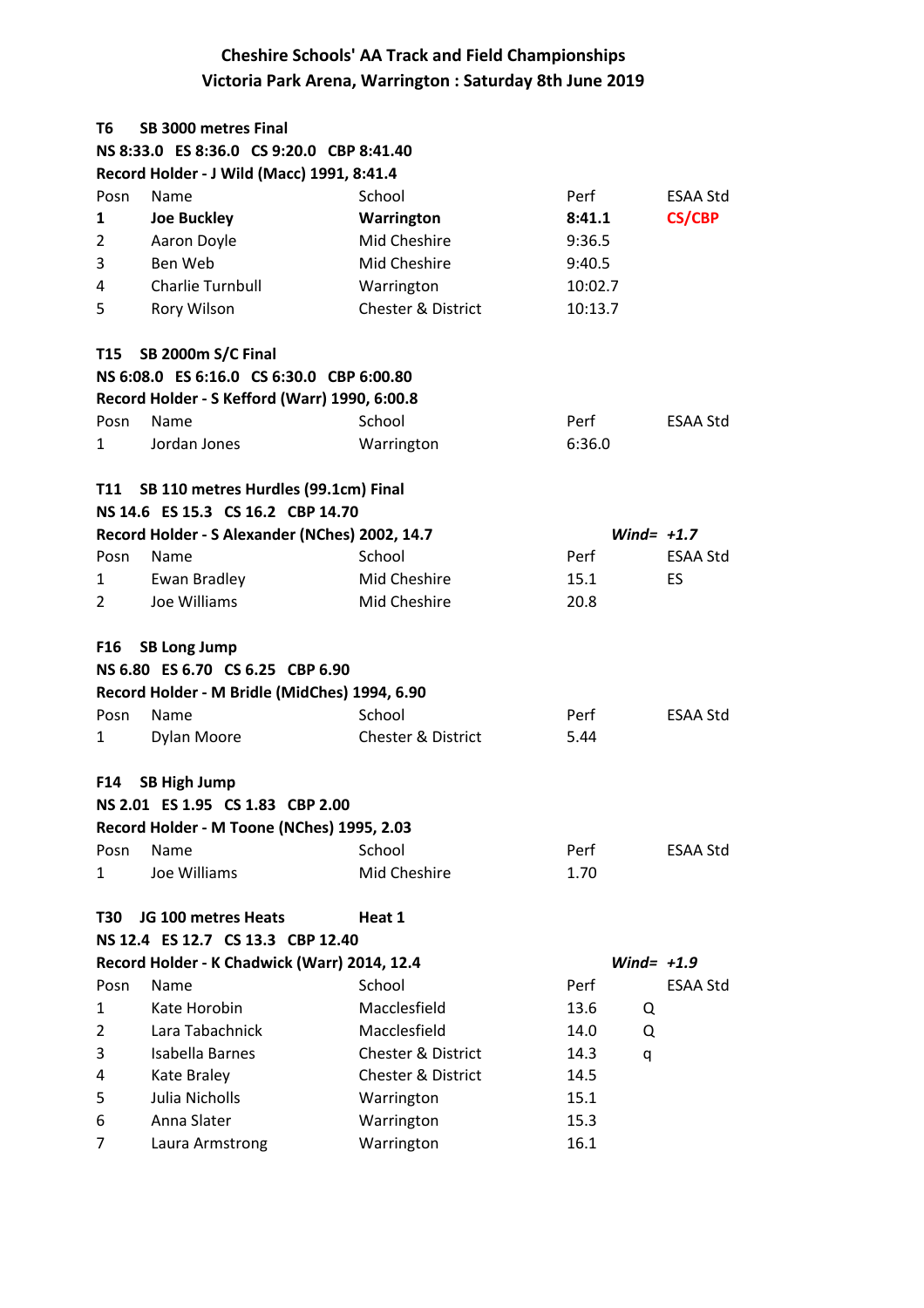## Cheshire Schools' AA Track and Field Championships
## Victoria Park Arena, Warrington : Saturday 8th June 2019

**T6 SB 3000 metres Final**

**NS 8:33.0 ES 8:36.0 CS 9:20.0 CBP 8:41.40**

**Record Holder - J Wild (Macc) 1991, 8:41.4**

| Posn | Name | School | Perf | | ESAA Std |
|---|---|---|---|---|---|
| **1** | **Joe Buckley** | **Warrington** | **8:41.1** | | **CS/CBP** |
| 2 | Aaron Doyle | Mid Cheshire | 9:36.5 | | |
| 3 | Ben Web | Mid Cheshire | 9:40.5 | | |
| 4 | Charlie Turnbull | Warrington | 10:02.7 | | |
| 5 | Rory Wilson | Chester & District | 10:13.7 | | |

**T15 SB 2000m S/C Final**

**NS 6:08.0 ES 6:16.0 CS 6:30.0 CBP 6:00.80**

**Record Holder - S Kefford (Warr) 1990, 6:00.8**

| Posn | Name | School | Perf | | ESAA Std |
|---|---|---|---|---|---|
| 1 | Jordan Jones | Warrington | 6:36.0 | | |

**T11 SB 110 metres Hurdles (99.1cm) Final**

**NS 14.6 ES 15.3 CS 16.2 CBP 14.70**

**Record Holder - S Alexander (NChes) 2002, 14.7** *Wind= +1.7*

| Posn | Name | School | Perf | | ESAA Std |
|---|---|---|---|---|---|
| 1 | Ewan Bradley | Mid Cheshire | 15.1 | | ES |
| 2 | Joe Williams | Mid Cheshire | 20.8 | | |

**F16 SB Long Jump**

**NS 6.80 ES 6.70 CS 6.25 CBP 6.90**

**Record Holder - M Bridle (MidChes) 1994, 6.90**

| Posn | Name | School | Perf | | ESAA Std |
|---|---|---|---|---|---|
| 1 | Dylan Moore | Chester & District | 5.44 | | |

**F14 SB High Jump**

**NS 2.01 ES 1.95 CS 1.83 CBP 2.00**

**Record Holder - M Toone (NChes) 1995, 2.03**

| Posn | Name | School | Perf | | ESAA Std |
|---|---|---|---|---|---|
| 1 | Joe Williams | Mid Cheshire | 1.70 | | |

**T30 JG 100 metres Heats** **Heat 1**

**NS 12.4 ES 12.7 CS 13.3 CBP 12.40**

**Record Holder - K Chadwick (Warr) 2014, 12.4** *Wind= +1.9*

| Posn | Name | School | Perf | | ESAA Std |
|---|---|---|---|---|---|
| 1 | Kate Horobin | Macclesfield | 13.6 | Q | |
| 2 | Lara Tabachnick | Macclesfield | 14.0 | Q | |
| 3 | Isabella Barnes | Chester & District | 14.3 | q | |
| 4 | Kate Braley | Chester & District | 14.5 | | |
| 5 | Julia Nicholls | Warrington | 15.1 | | |
| 6 | Anna Slater | Warrington | 15.3 | | |
| 7 | Laura Armstrong | Warrington | 16.1 | | |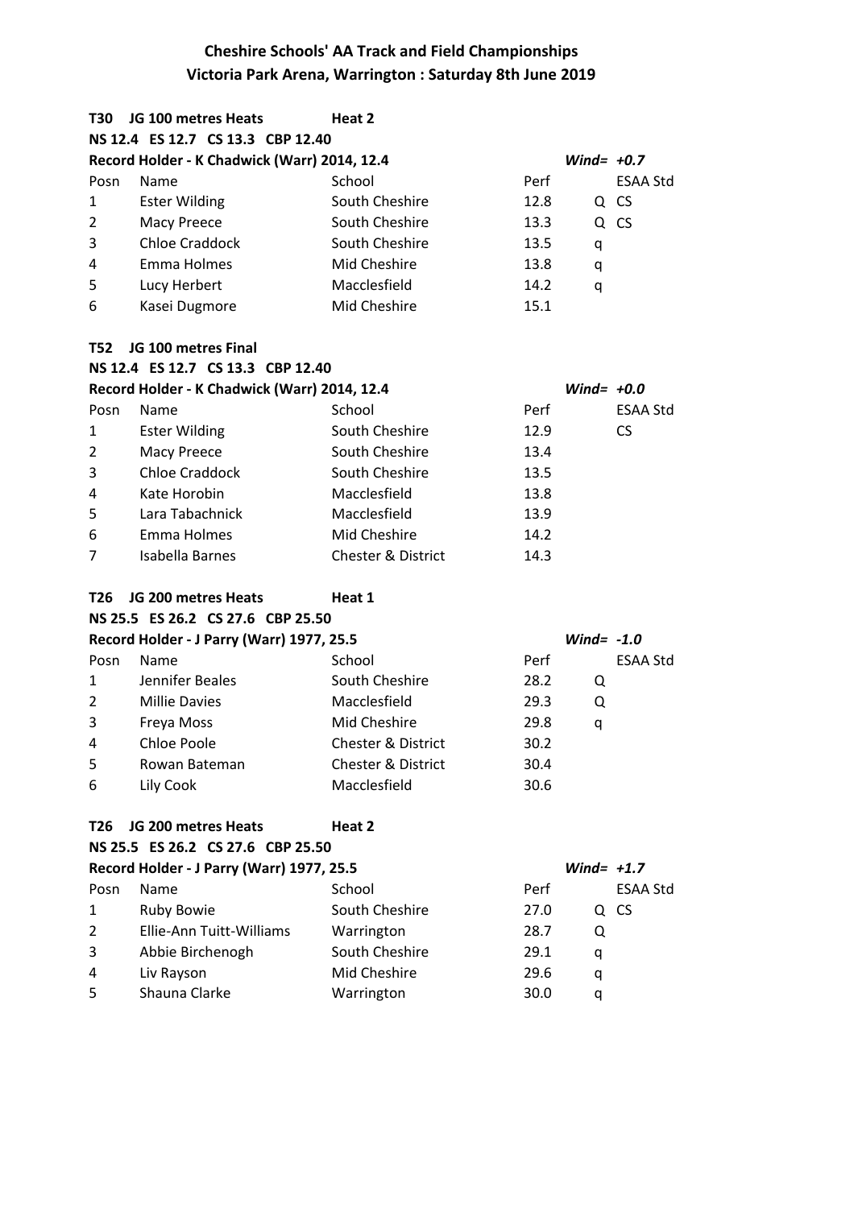# Cheshire Schools' AA Track and Field Championships
## Victoria Park Arena, Warrington : Saturday 8th June 2019

**T30 JG 100 metres Heats** **Heat 2**

**NS 12.4 ES 12.7 CS 13.3 CBP 12.40**

**Record Holder - K Chadwick (Warr) 2014, 12.4** *Wind= +0.7*

| Posn | Name | School | Perf | | ESAA Std |
|---|---|---|---|---|---|
| 1 | Ester Wilding | South Cheshire | 12.8 | Q | CS |
| 2 | Macy Preece | South Cheshire | 13.3 | Q | CS |
| 3 | Chloe Craddock | South Cheshire | 13.5 | q | |
| 4 | Emma Holmes | Mid Cheshire | 13.8 | q | |
| 5 | Lucy Herbert | Macclesfield | 14.2 | q | |
| 6 | Kasei Dugmore | Mid Cheshire | 15.1 | | |

**T52 JG 100 metres Final**

**NS 12.4 ES 12.7 CS 13.3 CBP 12.40**

**Record Holder - K Chadwick (Warr) 2014, 12.4** *Wind= +0.0*

| Posn | Name | School | Perf | ESAA Std |
|---|---|---|---|---|
| 1 | Ester Wilding | South Cheshire | 12.9 | CS |
| 2 | Macy Preece | South Cheshire | 13.4 | |
| 3 | Chloe Craddock | South Cheshire | 13.5 | |
| 4 | Kate Horobin | Macclesfield | 13.8 | |
| 5 | Lara Tabachnick | Macclesfield | 13.9 | |
| 6 | Emma Holmes | Mid Cheshire | 14.2 | |
| 7 | Isabella Barnes | Chester & District | 14.3 | |

**T26 JG 200 metres Heats** **Heat 1**

**NS 25.5 ES 26.2 CS 27.6 CBP 25.50**

**Record Holder - J Parry (Warr) 1977, 25.5** *Wind= -1.0*

| Posn | Name | School | Perf | | ESAA Std |
|---|---|---|---|---|---|
| 1 | Jennifer Beales | South Cheshire | 28.2 | Q | |
| 2 | Millie Davies | Macclesfield | 29.3 | Q | |
| 3 | Freya Moss | Mid Cheshire | 29.8 | q | |
| 4 | Chloe Poole | Chester & District | 30.2 | | |
| 5 | Rowan Bateman | Chester & District | 30.4 | | |
| 6 | Lily Cook | Macclesfield | 30.6 | | |

**T26 JG 200 metres Heats** **Heat 2**

**NS 25.5 ES 26.2 CS 27.6 CBP 25.50**

**Record Holder - J Parry (Warr) 1977, 25.5** *Wind= +1.7*

| Posn | Name | School | Perf | | ESAA Std |
|---|---|---|---|---|---|
| 1 | Ruby Bowie | South Cheshire | 27.0 | Q | CS |
| 2 | Ellie-Ann Tuitt-Williams | Warrington | 28.7 | Q | |
| 3 | Abbie Birchenogh | South Cheshire | 29.1 | q | |
| 4 | Liv Rayson | Mid Cheshire | 29.6 | q | |
| 5 | Shauna Clarke | Warrington | 30.0 | q | |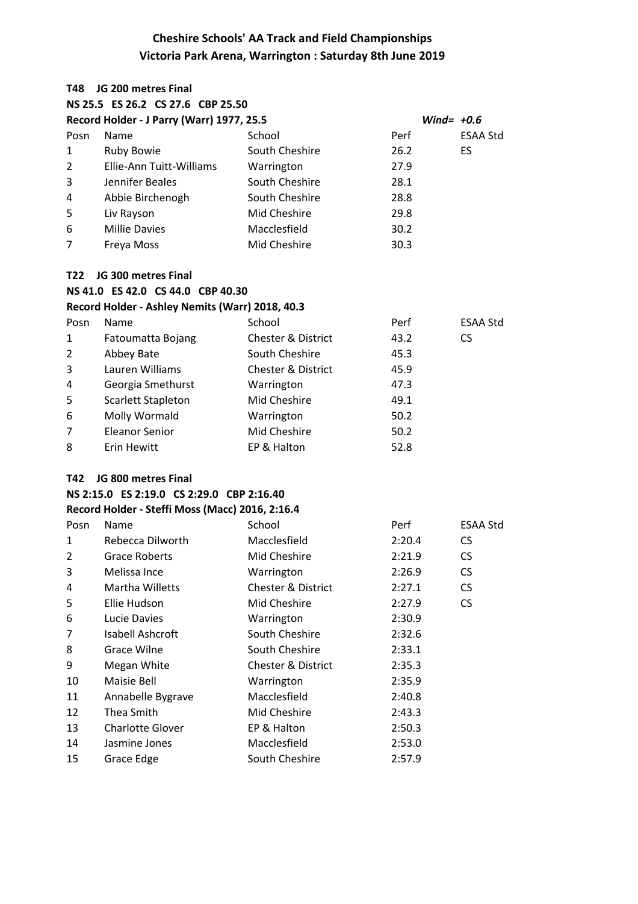## Cheshire Schools' AA Track and Field Championships
## Victoria Park Arena, Warrington : Saturday 8th June 2019

**T48 JG 200 metres Final**

**NS 25.5 ES 26.2 CS 27.6 CBP 25.50**

**Record Holder - J Parry (Warr) 1977, 25.5** *Wind= +0.6*

| Posn | Name | School | Perf | ESAA Std |
|---|---|---|---|---|
| 1 | Ruby Bowie | South Cheshire | 26.2 | ES |
| 2 | Ellie-Ann Tuitt-Williams | Warrington | 27.9 | |
| 3 | Jennifer Beales | South Cheshire | 28.1 | |
| 4 | Abbie Birchenogh | South Cheshire | 28.8 | |
| 5 | Liv Rayson | Mid Cheshire | 29.8 | |
| 6 | Millie Davies | Macclesfield | 30.2 | |
| 7 | Freya Moss | Mid Cheshire | 30.3 | |

**T22 JG 300 metres Final**

**NS 41.0 ES 42.0 CS 44.0 CBP 40.30**

**Record Holder - Ashley Nemits (Warr) 2018, 40.3**

| Posn | Name | School | Perf | ESAA Std |
|---|---|---|---|---|
| 1 | Fatoumatta Bojang | Chester & District | 43.2 | CS |
| 2 | Abbey Bate | South Cheshire | 45.3 | |
| 3 | Lauren Williams | Chester & District | 45.9 | |
| 4 | Georgia Smethurst | Warrington | 47.3 | |
| 5 | Scarlett Stapleton | Mid Cheshire | 49.1 | |
| 6 | Molly Wormald | Warrington | 50.2 | |
| 7 | Eleanor Senior | Mid Cheshire | 50.2 | |
| 8 | Erin Hewitt | EP & Halton | 52.8 | |

**T42 JG 800 metres Final**

**NS 2:15.0 ES 2:19.0 CS 2:29.0 CBP 2:16.40**

**Record Holder - Steffi Moss (Macc) 2016, 2:16.4**

| Posn | Name | School | Perf | ESAA Std |
|---|---|---|---|---|
| 1 | Rebecca Dilworth | Macclesfield | 2:20.4 | CS |
| 2 | Grace Roberts | Mid Cheshire | 2:21.9 | CS |
| 3 | Melissa Ince | Warrington | 2:26.9 | CS |
| 4 | Martha Willetts | Chester & District | 2:27.1 | CS |
| 5 | Ellie Hudson | Mid Cheshire | 2:27.9 | CS |
| 6 | Lucie Davies | Warrington | 2:30.9 | |
| 7 | Isabell Ashcroft | South Cheshire | 2:32.6 | |
| 8 | Grace Wilne | South Cheshire | 2:33.1 | |
| 9 | Megan White | Chester & District | 2:35.3 | |
| 10 | Maisie Bell | Warrington | 2:35.9 | |
| 11 | Annabelle Bygrave | Macclesfield | 2:40.8 | |
| 12 | Thea Smith | Mid Cheshire | 2:43.3 | |
| 13 | Charlotte Glover | EP & Halton | 2:50.3 | |
| 14 | Jasmine Jones | Macclesfield | 2:53.0 | |
| 15 | Grace Edge | South Cheshire | 2:57.9 | |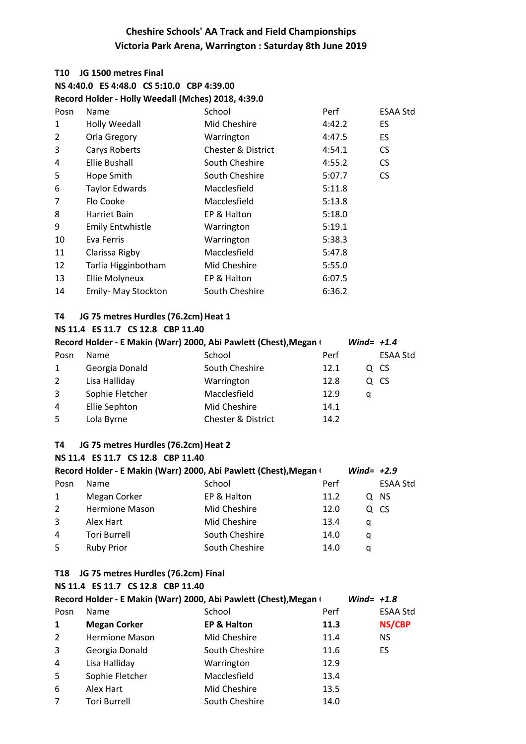# Cheshire Schools' AA Track and Field Championships

## Victoria Park Arena, Warrington : Saturday 8th June 2019

### T10 JG 1500 metres Final

**NS 4:40.0 ES 4:48.0 CS 5:10.0 CBP 4:39.00**

**Record Holder - Holly Weedall (Mches) 2018, 4:39.0**

| Posn | Name | School | Perf | ESAA Std |
|---|---|---|---|---|
| 1 | Holly Weedall | Mid Cheshire | 4:42.2 | ES |
| 2 | Orla Gregory | Warrington | 4:47.5 | ES |
| 3 | Carys Roberts | Chester & District | 4:54.1 | CS |
| 4 | Ellie Bushall | South Cheshire | 4:55.2 | CS |
| 5 | Hope Smith | South Cheshire | 5:07.7 | CS |
| 6 | Taylor Edwards | Macclesfield | 5:11.8 | |
| 7 | Flo Cooke | Macclesfield | 5:13.8 | |
| 8 | Harriet Bain | EP & Halton | 5:18.0 | |
| 9 | Emily Entwhistle | Warrington | 5:19.1 | |
| 10 | Eva Ferris | Warrington | 5:38.3 | |
| 11 | Clarissa Rigby | Macclesfield | 5:47.8 | |
| 12 | Tarlia Higginbotham | Mid Cheshire | 5:55.0 | |
| 13 | Ellie Molyneux | EP & Halton | 6:07.5 | |
| 14 | Emily- May Stockton | South Cheshire | 6:36.2 | |

### T4 JG 75 metres Hurdles (76.2cm) Heat 1

**NS 11.4 ES 11.7 CS 12.8 CBP 11.40**

**Record Holder - E Makin (Warr) 2000, Abi Pawlett (Chest),Megan (** *Wind= +1.4*

| Posn | Name | School | Perf | | ESAA Std |
|---|---|---|---|---|---|
| 1 | Georgia Donald | South Cheshire | 12.1 | Q | CS |
| 2 | Lisa Halliday | Warrington | 12.8 | Q | CS |
| 3 | Sophie Fletcher | Macclesfield | 12.9 | q | |
| 4 | Ellie Sephton | Mid Cheshire | 14.1 | | |
| 5 | Lola Byrne | Chester & District | 14.2 | | |

### T4 JG 75 metres Hurdles (76.2cm) Heat 2

**NS 11.4 ES 11.7 CS 12.8 CBP 11.40**

**Record Holder - E Makin (Warr) 2000, Abi Pawlett (Chest),Megan (** *Wind= +2.9*

| Posn | Name | School | Perf | | ESAA Std |
|---|---|---|---|---|---|
| 1 | Megan Corker | EP & Halton | 11.2 | Q | NS |
| 2 | Hermione Mason | Mid Cheshire | 12.0 | Q | CS |
| 3 | Alex Hart | Mid Cheshire | 13.4 | q | |
| 4 | Tori Burrell | South Cheshire | 14.0 | q | |
| 5 | Ruby Prior | South Cheshire | 14.0 | q | |

### T18 JG 75 metres Hurdles (76.2cm) Final

**NS 11.4 ES 11.7 CS 12.8 CBP 11.40**

**Record Holder - E Makin (Warr) 2000, Abi Pawlett (Chest),Megan (** *Wind= +1.8*

| Posn | Name | School | Perf | ESAA Std |
|---|---|---|---|---|
| **1** | **Megan Corker** | **EP & Halton** | **11.3** | **NS/CBP** |
| 2 | Hermione Mason | Mid Cheshire | 11.4 | NS |
| 3 | Georgia Donald | South Cheshire | 11.6 | ES |
| 4 | Lisa Halliday | Warrington | 12.9 | |
| 5 | Sophie Fletcher | Macclesfield | 13.4 | |
| 6 | Alex Hart | Mid Cheshire | 13.5 | |
| 7 | Tori Burrell | South Cheshire | 14.0 | |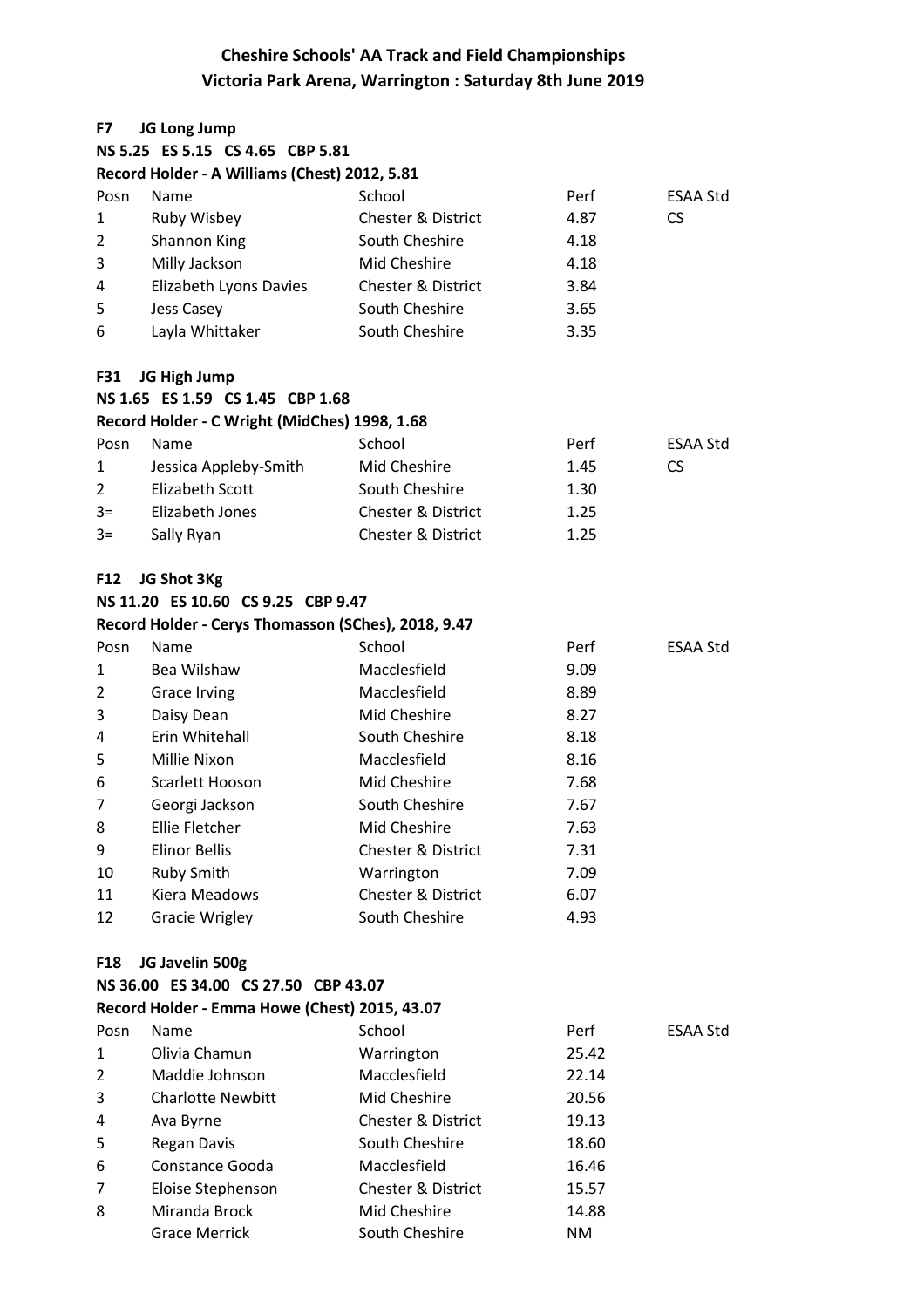# Cheshire Schools' AA Track and Field Championships
## Victoria Park Arena, Warrington : Saturday 8th June 2019

**F7 JG Long Jump**

**NS 5.25 ES 5.15 CS 4.65 CBP 5.81**

**Record Holder - A Williams (Chest) 2012, 5.81**

| Posn | Name | School | Perf | ESAA Std |
|---|---|---|---|---|
| 1 | Ruby Wisbey | Chester & District | 4.87 | CS |
| 2 | Shannon King | South Cheshire | 4.18 | |
| 3 | Milly Jackson | Mid Cheshire | 4.18 | |
| 4 | Elizabeth Lyons Davies | Chester & District | 3.84 | |
| 5 | Jess Casey | South Cheshire | 3.65 | |
| 6 | Layla Whittaker | South Cheshire | 3.35 | |

**F31 JG High Jump**

**NS 1.65 ES 1.59 CS 1.45 CBP 1.68**

**Record Holder - C Wright (MidChes) 1998, 1.68**

| Posn | Name | School | Perf | ESAA Std |
|---|---|---|---|---|
| 1 | Jessica Appleby-Smith | Mid Cheshire | 1.45 | CS |
| 2 | Elizabeth Scott | South Cheshire | 1.30 | |
| 3= | Elizabeth Jones | Chester & District | 1.25 | |
| 3= | Sally Ryan | Chester & District | 1.25 | |

**F12 JG Shot 3Kg**

**NS 11.20 ES 10.60 CS 9.25 CBP 9.47**

**Record Holder - Cerys Thomasson (SChes), 2018, 9.47**

| Posn | Name | School | Perf | ESAA Std |
|---|---|---|---|---|
| 1 | Bea Wilshaw | Macclesfield | 9.09 | |
| 2 | Grace Irving | Macclesfield | 8.89 | |
| 3 | Daisy Dean | Mid Cheshire | 8.27 | |
| 4 | Erin Whitehall | South Cheshire | 8.18 | |
| 5 | Millie Nixon | Macclesfield | 8.16 | |
| 6 | Scarlett Hooson | Mid Cheshire | 7.68 | |
| 7 | Georgi Jackson | South Cheshire | 7.67 | |
| 8 | Ellie Fletcher | Mid Cheshire | 7.63 | |
| 9 | Elinor Bellis | Chester & District | 7.31 | |
| 10 | Ruby Smith | Warrington | 7.09 | |
| 11 | Kiera Meadows | Chester & District | 6.07 | |
| 12 | Gracie Wrigley | South Cheshire | 4.93 | |

**F18 JG Javelin 500g**

**NS 36.00 ES 34.00 CS 27.50 CBP 43.07**

**Record Holder - Emma Howe (Chest) 2015, 43.07**

| Posn | Name | School | Perf | ESAA Std |
|---|---|---|---|---|
| 1 | Olivia Chamun | Warrington | 25.42 | |
| 2 | Maddie Johnson | Macclesfield | 22.14 | |
| 3 | Charlotte Newbitt | Mid Cheshire | 20.56 | |
| 4 | Ava Byrne | Chester & District | 19.13 | |
| 5 | Regan Davis | South Cheshire | 18.60 | |
| 6 | Constance Gooda | Macclesfield | 16.46 | |
| 7 | Eloise Stephenson | Chester & District | 15.57 | |
| 8 | Miranda Brock | Mid Cheshire | 14.88 | |
| | Grace Merrick | South Cheshire | NM | |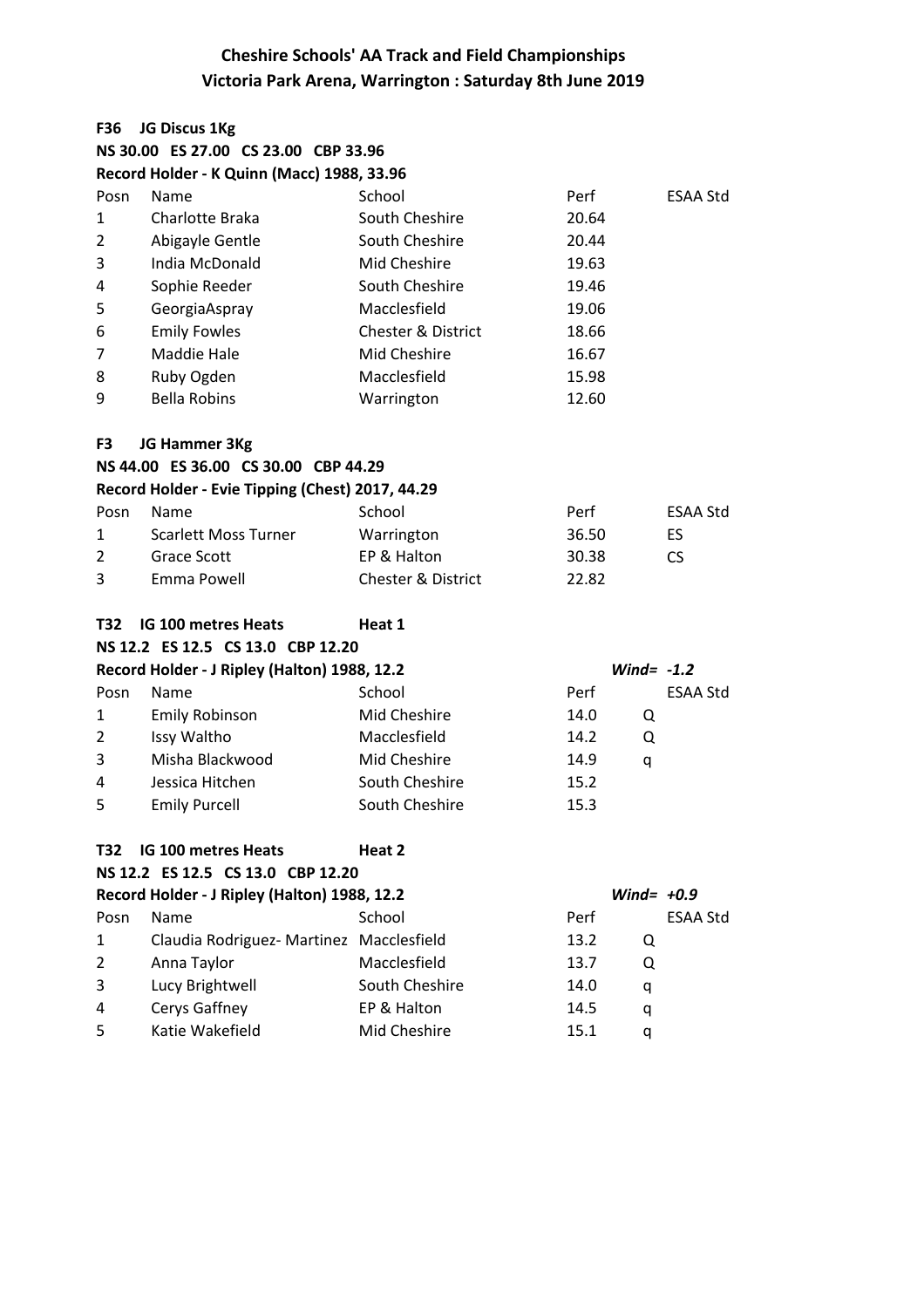# Cheshire Schools' AA Track and Field Championships
## Victoria Park Arena, Warrington : Saturday 8th June 2019

**F36 JG Discus 1Kg**

**NS 30.00 ES 27.00 CS 23.00 CBP 33.96**

**Record Holder - K Quinn (Macc) 1988, 33.96**

| Posn | Name | School | Perf | ESAA Std |
|---|---|---|---|---|
| 1 | Charlotte Braka | South Cheshire | 20.64 | |
| 2 | Abigayle Gentle | South Cheshire | 20.44 | |
| 3 | India McDonald | Mid Cheshire | 19.63 | |
| 4 | Sophie Reeder | South Cheshire | 19.46 | |
| 5 | GeorgiaAspray | Macclesfield | 19.06 | |
| 6 | Emily Fowles | Chester & District | 18.66 | |
| 7 | Maddie Hale | Mid Cheshire | 16.67 | |
| 8 | Ruby Ogden | Macclesfield | 15.98 | |
| 9 | Bella Robins | Warrington | 12.60 | |

**F3 JG Hammer 3Kg**

**NS 44.00 ES 36.00 CS 30.00 CBP 44.29**

**Record Holder - Evie Tipping (Chest) 2017, 44.29**

| Posn | Name | School | Perf | ESAA Std |
|---|---|---|---|---|
| 1 | Scarlett Moss Turner | Warrington | 36.50 | ES |
| 2 | Grace Scott | EP & Halton | 30.38 | CS |
| 3 | Emma Powell | Chester & District | 22.82 | |

**T32 IG 100 metres Heats Heat 1**

**NS 12.2 ES 12.5 CS 13.0 CBP 12.20**

**Record Holder - J Ripley (Halton) 1988, 12.2** *Wind= -1.2*

| Posn | Name | School | Perf | | ESAA Std |
|---|---|---|---|---|---|
| 1 | Emily Robinson | Mid Cheshire | 14.0 | Q | |
| 2 | Issy Waltho | Macclesfield | 14.2 | Q | |
| 3 | Misha Blackwood | Mid Cheshire | 14.9 | q | |
| 4 | Jessica Hitchen | South Cheshire | 15.2 | | |
| 5 | Emily Purcell | South Cheshire | 15.3 | | |

**T32 IG 100 metres Heats Heat 2**

**NS 12.2 ES 12.5 CS 13.0 CBP 12.20**

**Record Holder - J Ripley (Halton) 1988, 12.2** *Wind= +0.9*

| Posn | Name | School | Perf | | ESAA Std |
|---|---|---|---|---|---|
| 1 | Claudia Rodriguez- Martinez | Macclesfield | 13.2 | Q | |
| 2 | Anna Taylor | Macclesfield | 13.7 | Q | |
| 3 | Lucy Brightwell | South Cheshire | 14.0 | q | |
| 4 | Cerys Gaffney | EP & Halton | 14.5 | q | |
| 5 | Katie Wakefield | Mid Cheshire | 15.1 | q | |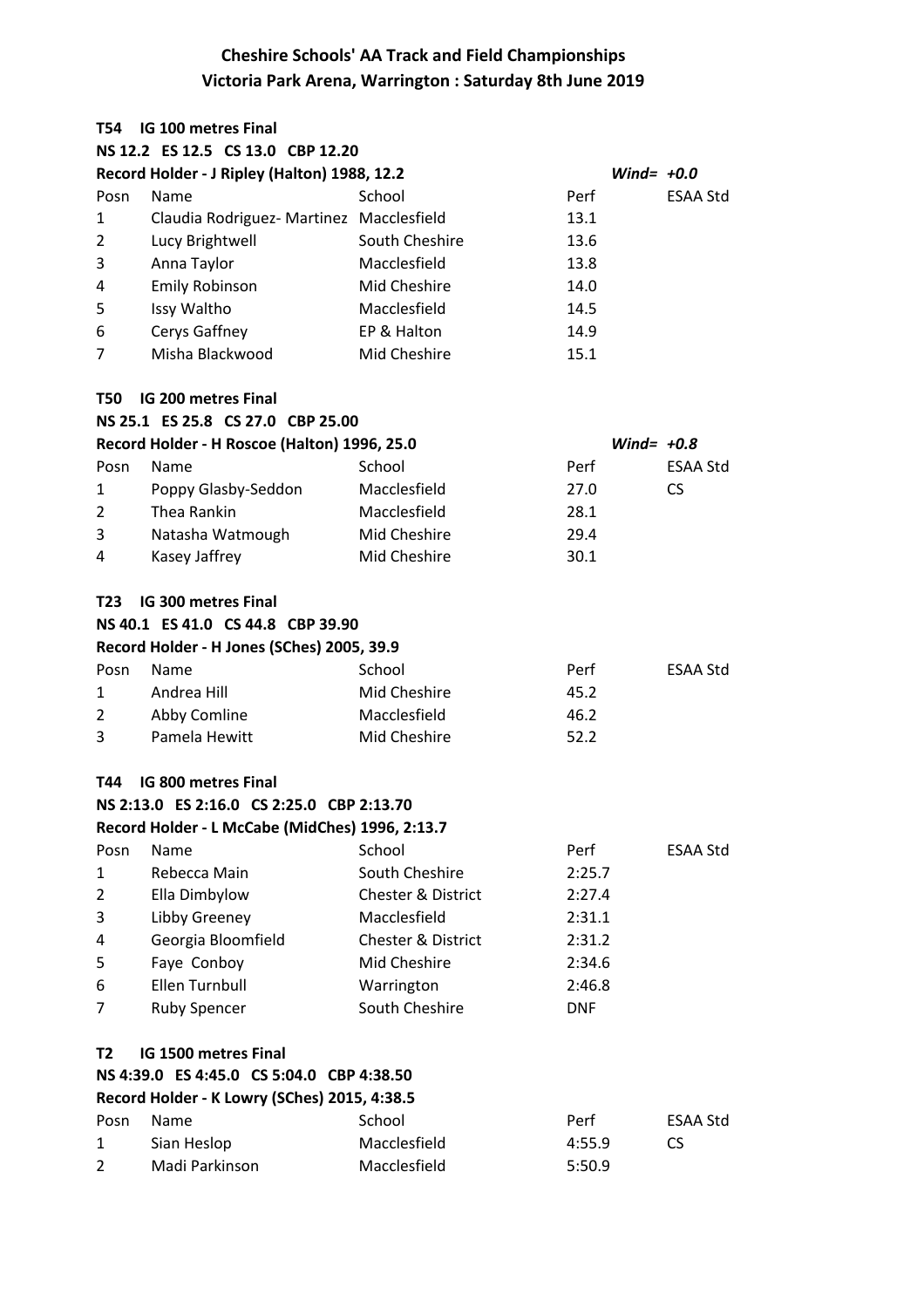## Cheshire Schools' AA Track and Field Championships
## Victoria Park Arena, Warrington : Saturday 8th June 2019

**T54 IG 100 metres Final**

**NS 12.2 ES 12.5 CS 13.0 CBP 12.20**

**Record Holder - J Ripley (Halton) 1988, 12.2** ***Wind= +0.0***

| Posn | Name | School | Perf | ESAA Std |
|---|---|---|---|---|
| 1 | Claudia Rodriguez- Martinez | Macclesfield | 13.1 | |
| 2 | Lucy Brightwell | South Cheshire | 13.6 | |
| 3 | Anna Taylor | Macclesfield | 13.8 | |
| 4 | Emily Robinson | Mid Cheshire | 14.0 | |
| 5 | Issy Waltho | Macclesfield | 14.5 | |
| 6 | Cerys Gaffney | EP & Halton | 14.9 | |
| 7 | Misha Blackwood | Mid Cheshire | 15.1 | |

**T50 IG 200 metres Final**

**NS 25.1 ES 25.8 CS 27.0 CBP 25.00**

**Record Holder - H Roscoe (Halton) 1996, 25.0** ***Wind= +0.8***

| Posn | Name | School | Perf | ESAA Std |
|---|---|---|---|---|
| 1 | Poppy Glasby-Seddon | Macclesfield | 27.0 | CS |
| 2 | Thea Rankin | Macclesfield | 28.1 | |
| 3 | Natasha Watmough | Mid Cheshire | 29.4 | |
| 4 | Kasey Jaffrey | Mid Cheshire | 30.1 | |

**T23 IG 300 metres Final**

**NS 40.1 ES 41.0 CS 44.8 CBP 39.90**

**Record Holder - H Jones (SChes) 2005, 39.9**

| Posn | Name | School | Perf | ESAA Std |
|---|---|---|---|---|
| 1 | Andrea Hill | Mid Cheshire | 45.2 | |
| 2 | Abby Comline | Macclesfield | 46.2 | |
| 3 | Pamela Hewitt | Mid Cheshire | 52.2 | |

**T44 IG 800 metres Final**

**NS 2:13.0 ES 2:16.0 CS 2:25.0 CBP 2:13.70**

**Record Holder - L McCabe (MidChes) 1996, 2:13.7**

| Posn | Name | School | Perf | ESAA Std |
|---|---|---|---|---|
| 1 | Rebecca Main | South Cheshire | 2:25.7 | |
| 2 | Ella Dimbylow | Chester & District | 2:27.4 | |
| 3 | Libby Greeney | Macclesfield | 2:31.1 | |
| 4 | Georgia Bloomfield | Chester & District | 2:31.2 | |
| 5 | Faye Conboy | Mid Cheshire | 2:34.6 | |
| 6 | Ellen Turnbull | Warrington | 2:46.8 | |
| 7 | Ruby Spencer | South Cheshire | DNF | |

**T2 IG 1500 metres Final**

**NS 4:39.0 ES 4:45.0 CS 5:04.0 CBP 4:38.50**

**Record Holder - K Lowry (SChes) 2015, 4:38.5**

| Posn | Name | School | Perf | ESAA Std |
|---|---|---|---|---|
| 1 | Sian Heslop | Macclesfield | 4:55.9 | CS |
| 2 | Madi Parkinson | Macclesfield | 5:50.9 | |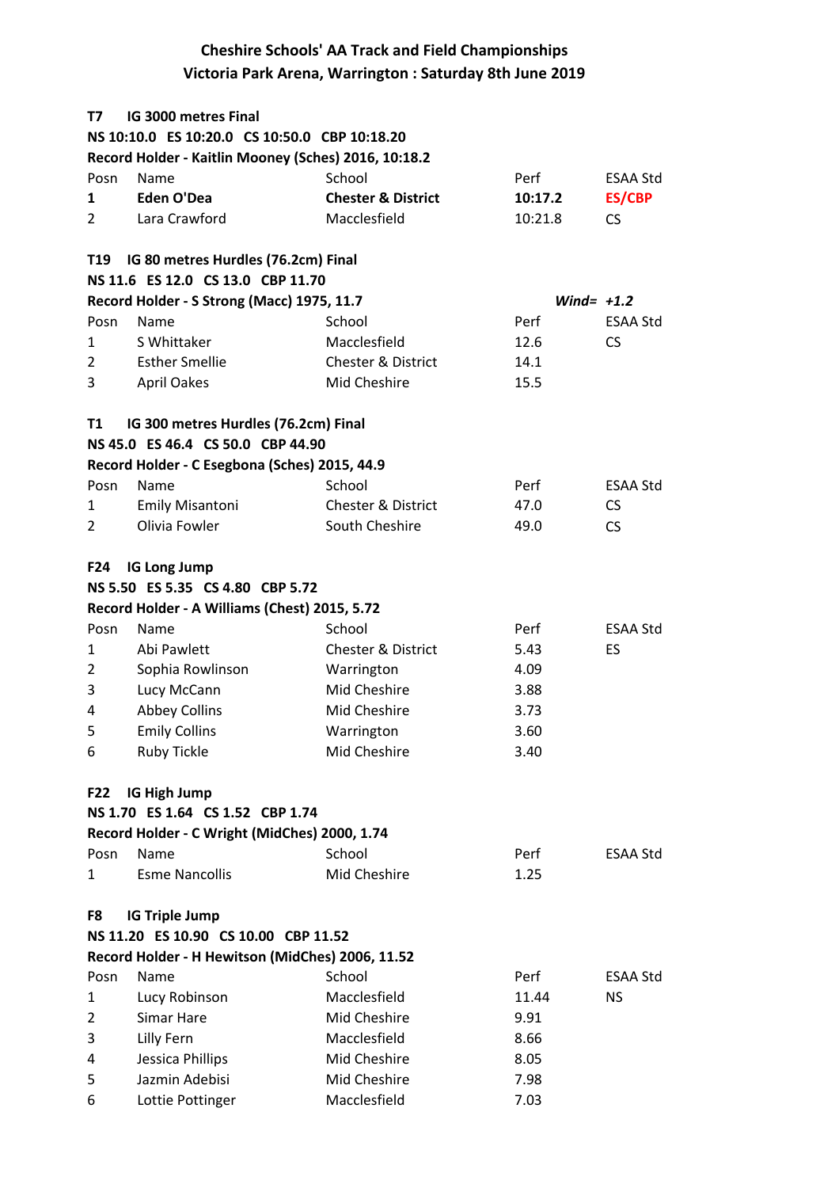# Cheshire Schools' AA Track and Field Championships

## Victoria Park Arena, Warrington : Saturday 8th June 2019

### T7 IG 3000 metres Final

**NS 10:10.0 ES 10:20.0 CS 10:50.0 CBP 10:18.20**

**Record Holder - Kaitlin Mooney (Sches) 2016, 10:18.2**

| Posn | Name | School | Perf | ESAA Std |
|---|---|---|---|---|
| **1** | **Eden O'Dea** | **Chester & District** | **10:17.2** | **ES/CBP** |
| 2 | Lara Crawford | Macclesfield | 10:21.8 | CS |

### T19 IG 80 metres Hurdles (76.2cm) Final

**NS 11.6 ES 12.0 CS 13.0 CBP 11.70**

**Record Holder - S Strong (Macc) 1975, 11.7** *Wind= +1.2*

| Posn | Name | School | Perf | ESAA Std |
|---|---|---|---|---|
| 1 | S Whittaker | Macclesfield | 12.6 | CS |
| 2 | Esther Smellie | Chester & District | 14.1 | |
| 3 | April Oakes | Mid Cheshire | 15.5 | |

### T1 IG 300 metres Hurdles (76.2cm) Final

**NS 45.0 ES 46.4 CS 50.0 CBP 44.90**

**Record Holder - C Esegbona (Sches) 2015, 44.9**

| Posn | Name | School | Perf | ESAA Std |
|---|---|---|---|---|
| 1 | Emily Misantoni | Chester & District | 47.0 | CS |
| 2 | Olivia Fowler | South Cheshire | 49.0 | CS |

### F24 IG Long Jump

**NS 5.50 ES 5.35 CS 4.80 CBP 5.72**

**Record Holder - A Williams (Chest) 2015, 5.72**

| Posn | Name | School | Perf | ESAA Std |
|---|---|---|---|---|
| 1 | Abi Pawlett | Chester & District | 5.43 | ES |
| 2 | Sophia Rowlinson | Warrington | 4.09 | |
| 3 | Lucy McCann | Mid Cheshire | 3.88 | |
| 4 | Abbey Collins | Mid Cheshire | 3.73 | |
| 5 | Emily Collins | Warrington | 3.60 | |
| 6 | Ruby Tickle | Mid Cheshire | 3.40 | |

### F22 IG High Jump

**NS 1.70 ES 1.64 CS 1.52 CBP 1.74**

**Record Holder - C Wright (MidChes) 2000, 1.74**

| Posn | Name | School | Perf | ESAA Std |
|---|---|---|---|---|
| 1 | Esme Nancollis | Mid Cheshire | 1.25 | |

### F8 IG Triple Jump

**NS 11.20 ES 10.90 CS 10.00 CBP 11.52**

**Record Holder - H Hewitson (MidChes) 2006, 11.52**

| Posn | Name | School | Perf | ESAA Std |
|---|---|---|---|---|
| 1 | Lucy Robinson | Macclesfield | 11.44 | NS |
| 2 | Simar Hare | Mid Cheshire | 9.91 | |
| 3 | Lilly Fern | Macclesfield | 8.66 | |
| 4 | Jessica Phillips | Mid Cheshire | 8.05 | |
| 5 | Jazmin Adebisi | Mid Cheshire | 7.98 | |
| 6 | Lottie Pottinger | Macclesfield | 7.03 | |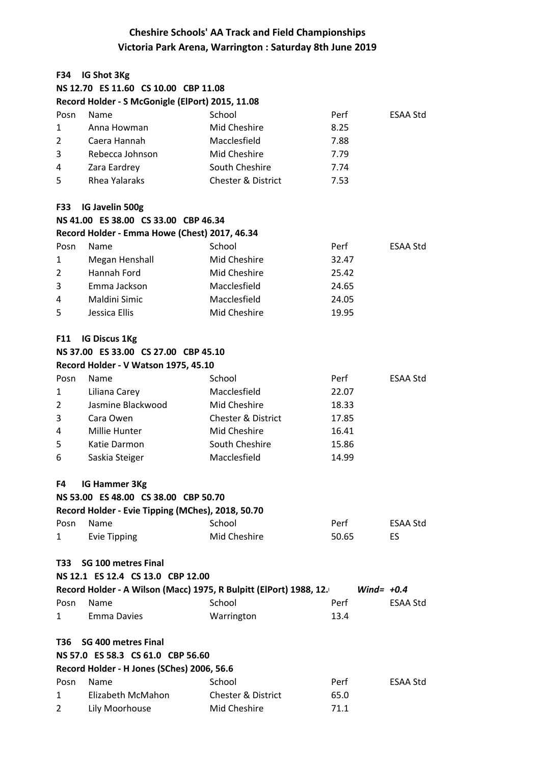## Cheshire Schools' AA Track and Field Championships
## Victoria Park Arena, Warrington : Saturday 8th June 2019

**F34 IG Shot 3Kg**

**NS 12.70 ES 11.60 CS 10.00 CBP 11.08**

**Record Holder - S McGonigle (ElPort) 2015, 11.08**

| Posn | Name | School | Perf | ESAA Std |
|---|---|---|---|---|
| 1 | Anna Howman | Mid Cheshire | 8.25 | |
| 2 | Caera Hannah | Macclesfield | 7.88 | |
| 3 | Rebecca Johnson | Mid Cheshire | 7.79 | |
| 4 | Zara Eardrey | South Cheshire | 7.74 | |
| 5 | Rhea Yalaraks | Chester & District | 7.53 | |

**F33 IG Javelin 500g**

**NS 41.00 ES 38.00 CS 33.00 CBP 46.34**

**Record Holder - Emma Howe (Chest) 2017, 46.34**

| Posn | Name | School | Perf | ESAA Std |
|---|---|---|---|---|
| 1 | Megan Henshall | Mid Cheshire | 32.47 | |
| 2 | Hannah Ford | Mid Cheshire | 25.42 | |
| 3 | Emma Jackson | Macclesfield | 24.65 | |
| 4 | Maldini Simic | Macclesfield | 24.05 | |
| 5 | Jessica Ellis | Mid Cheshire | 19.95 | |

**F11 IG Discus 1Kg**

**NS 37.00 ES 33.00 CS 27.00 CBP 45.10**

**Record Holder - V Watson 1975, 45.10**

| Posn | Name | School | Perf | ESAA Std |
|---|---|---|---|---|
| 1 | Liliana Carey | Macclesfield | 22.07 | |
| 2 | Jasmine Blackwood | Mid Cheshire | 18.33 | |
| 3 | Cara Owen | Chester & District | 17.85 | |
| 4 | Millie Hunter | Mid Cheshire | 16.41 | |
| 5 | Katie Darmon | South Cheshire | 15.86 | |
| 6 | Saskia Steiger | Macclesfield | 14.99 | |

**F4 IG Hammer 3Kg**

**NS 53.00 ES 48.00 CS 38.00 CBP 50.70**

**Record Holder - Evie Tipping (MChes), 2018, 50.70**

| Posn | Name | School | Perf | ESAA Std |
|---|---|---|---|---|
| 1 | Evie Tipping | Mid Cheshire | 50.65 | ES |

**T33 SG 100 metres Final**

**NS 12.1 ES 12.4 CS 13.0 CBP 12.00**

**Record Holder - A Wilson (Macc) 1975, R Bulpitt (ElPort) 1988, 12.** *Wind= +0.4*

| Posn | Name | School | Perf | ESAA Std |
|---|---|---|---|---|
| 1 | Emma Davies | Warrington | 13.4 | |

**T36 SG 400 metres Final**

**NS 57.0 ES 58.3 CS 61.0 CBP 56.60**

**Record Holder - H Jones (SChes) 2006, 56.6**

| Posn | Name | School | Perf | ESAA Std |
|---|---|---|---|---|
| 1 | Elizabeth McMahon | Chester & District | 65.0 | |
| 2 | Lily Moorhouse | Mid Cheshire | 71.1 | |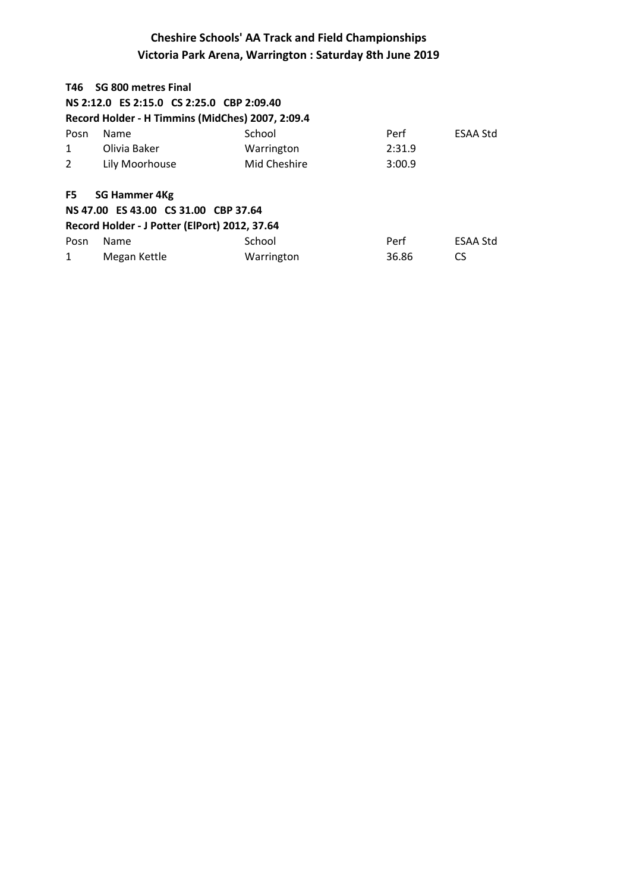# Cheshire Schools' AA Track and Field Championships
## Victoria Park Arena, Warrington : Saturday 8th June 2019

**T46 SG 800 metres Final**

**NS 2:12.0 ES 2:15.0 CS 2:25.0 CBP 2:09.40**

**Record Holder - H Timmins (MidChes) 2007, 2:09.4**

| Posn | Name | School | Perf | ESAA Std |
|---|---|---|---|---|
| 1 | Olivia Baker | Warrington | 2:31.9 | |
| 2 | Lily Moorhouse | Mid Cheshire | 3:00.9 | |

**F5 SG Hammer 4Kg**

**NS 47.00 ES 43.00 CS 31.00 CBP 37.64**

**Record Holder - J Potter (ElPort) 2012, 37.64**

| Posn | Name | School | Perf | ESAA Std |
|---|---|---|---|---|
| 1 | Megan Kettle | Warrington | 36.86 | CS |